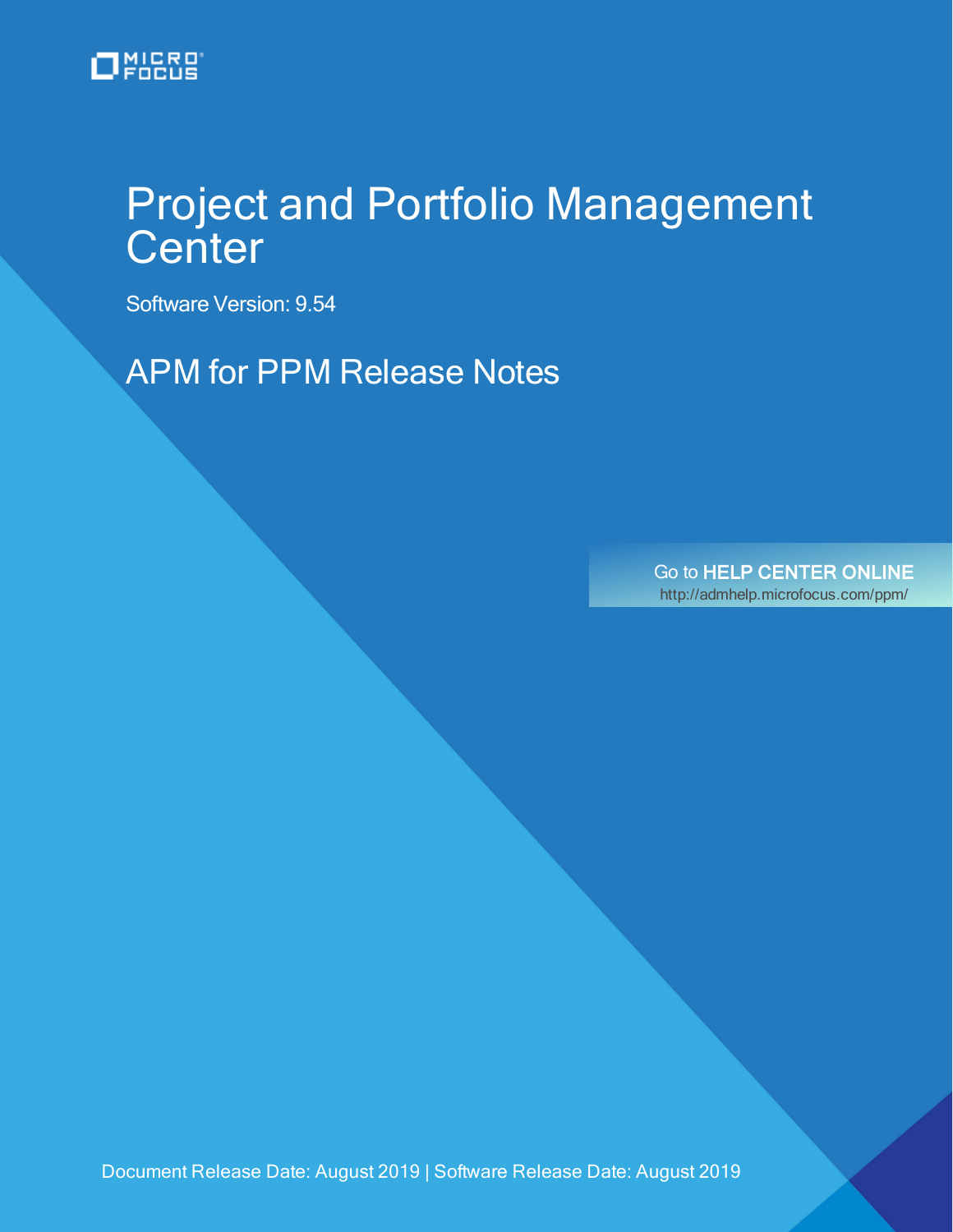MICRO FOCUS

# Project and Portfolio Management Center

Software Version: 9.54

## APM for PPM Release Notes

Go to **HELP CENTER ONLINE**
http://admhelp.microfocus.com/ppm/

Document Release Date: August 2019 | Software Release Date: August 2019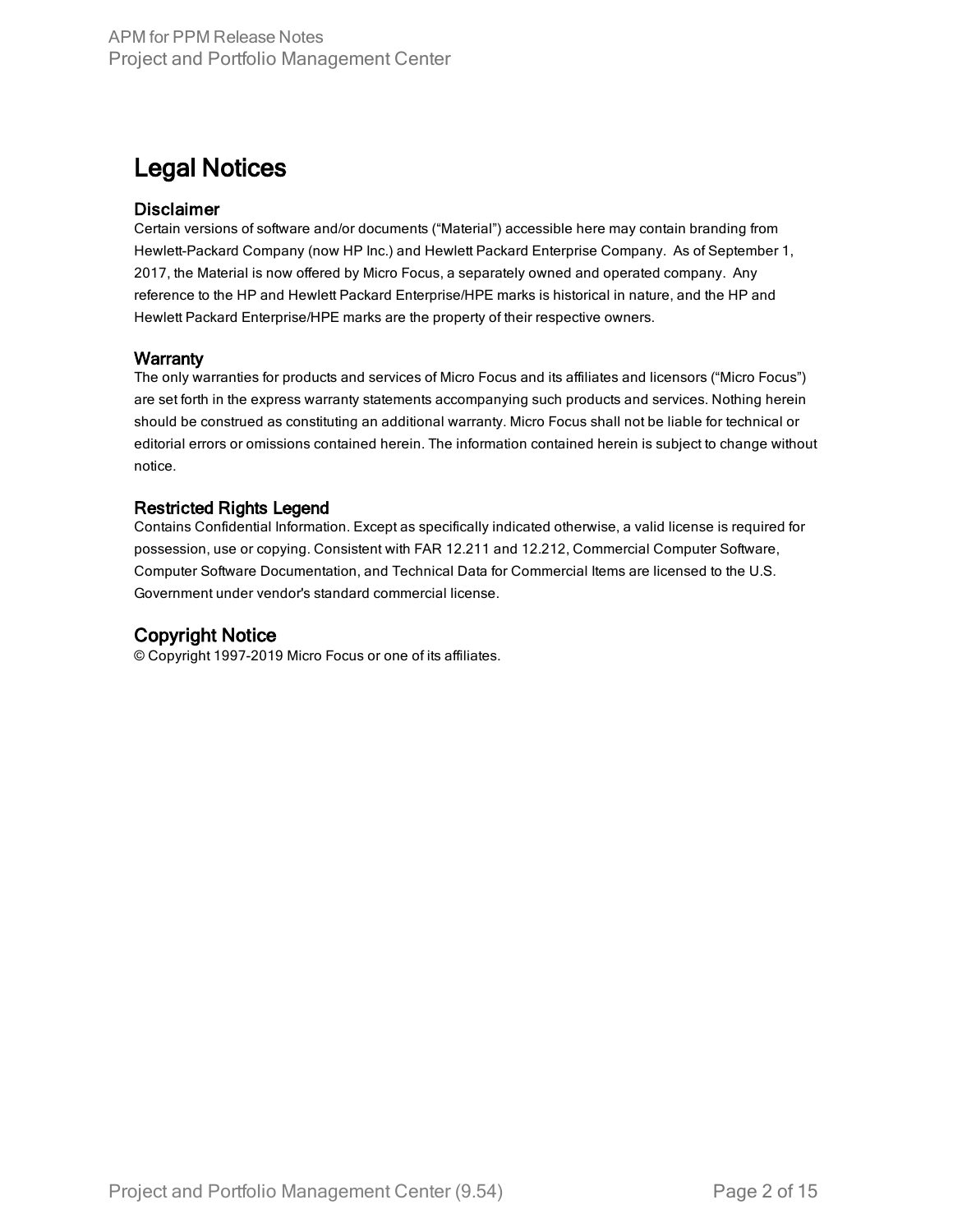# Legal Notices

## Disclaimer

Certain versions of software and/or documents (“Material”) accessible here may contain branding from Hewlett-Packard Company (now HP Inc.) and Hewlett Packard Enterprise Company. As of September 1, 2017, the Material is now offered by Micro Focus, a separately owned and operated company. Any reference to the HP and Hewlett Packard Enterprise/HPE marks is historical in nature, and the HP and Hewlett Packard Enterprise/HPE marks are the property of their respective owners.

## Warranty

The only warranties for products and services of Micro Focus and its affiliates and licensors (“Micro Focus”) are set forth in the express warranty statements accompanying such products and services. Nothing herein should be construed as constituting an additional warranty. Micro Focus shall not be liable for technical or editorial errors or omissions contained herein. The information contained herein is subject to change without notice.

## Restricted Rights Legend

Contains Confidential Information. Except as specifically indicated otherwise, a valid license is required for possession, use or copying. Consistent with FAR 12.211 and 12.212, Commercial Computer Software, Computer Software Documentation, and Technical Data for Commercial Items are licensed to the U.S. Government under vendor's standard commercial license.

## Copyright Notice

© Copyright 1997-2019 Micro Focus or one of its affiliates.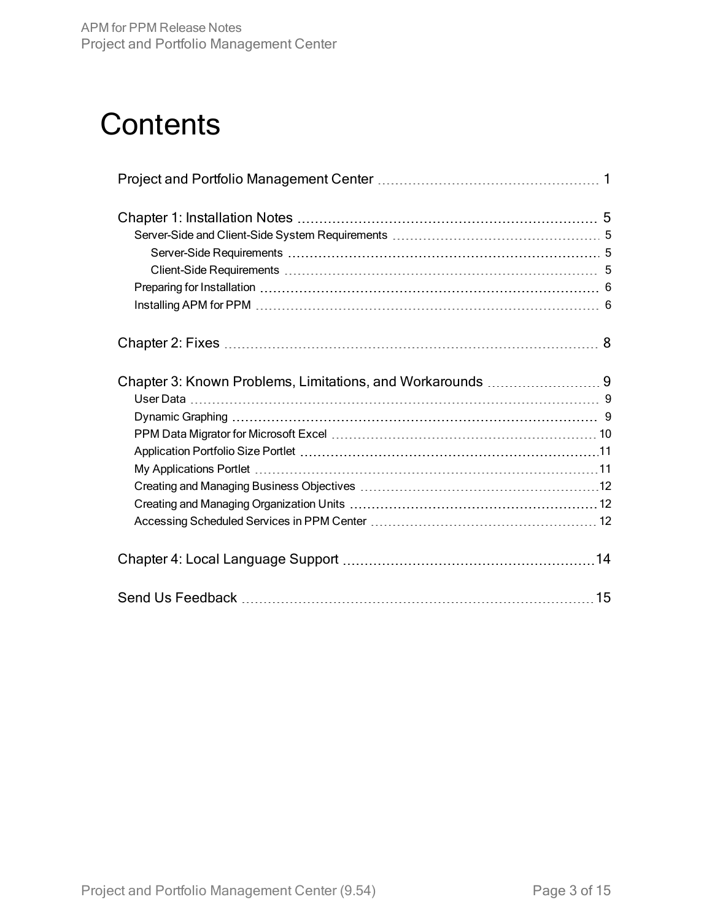# Contents

- Project and Portfolio Management Center 1
- Chapter 1: Installation Notes 5
  - Server-Side and Client-Side System Requirements 5
    - Server-Side Requirements 5
    - Client-Side Requirements 5
  - Preparing for Installation 6
  - Installing APM for PPM 6
- Chapter 2: Fixes 8
- Chapter 3: Known Problems, Limitations, and Workarounds 9
  - User Data 9
  - Dynamic Graphing 9
  - PPM Data Migrator for Microsoft Excel 10
  - Application Portfolio Size Portlet 11
  - My Applications Portlet 11
  - Creating and Managing Business Objectives 12
  - Creating and Managing Organization Units 12
  - Accessing Scheduled Services in PPM Center 12
- Chapter 4: Local Language Support 14
- Send Us Feedback 15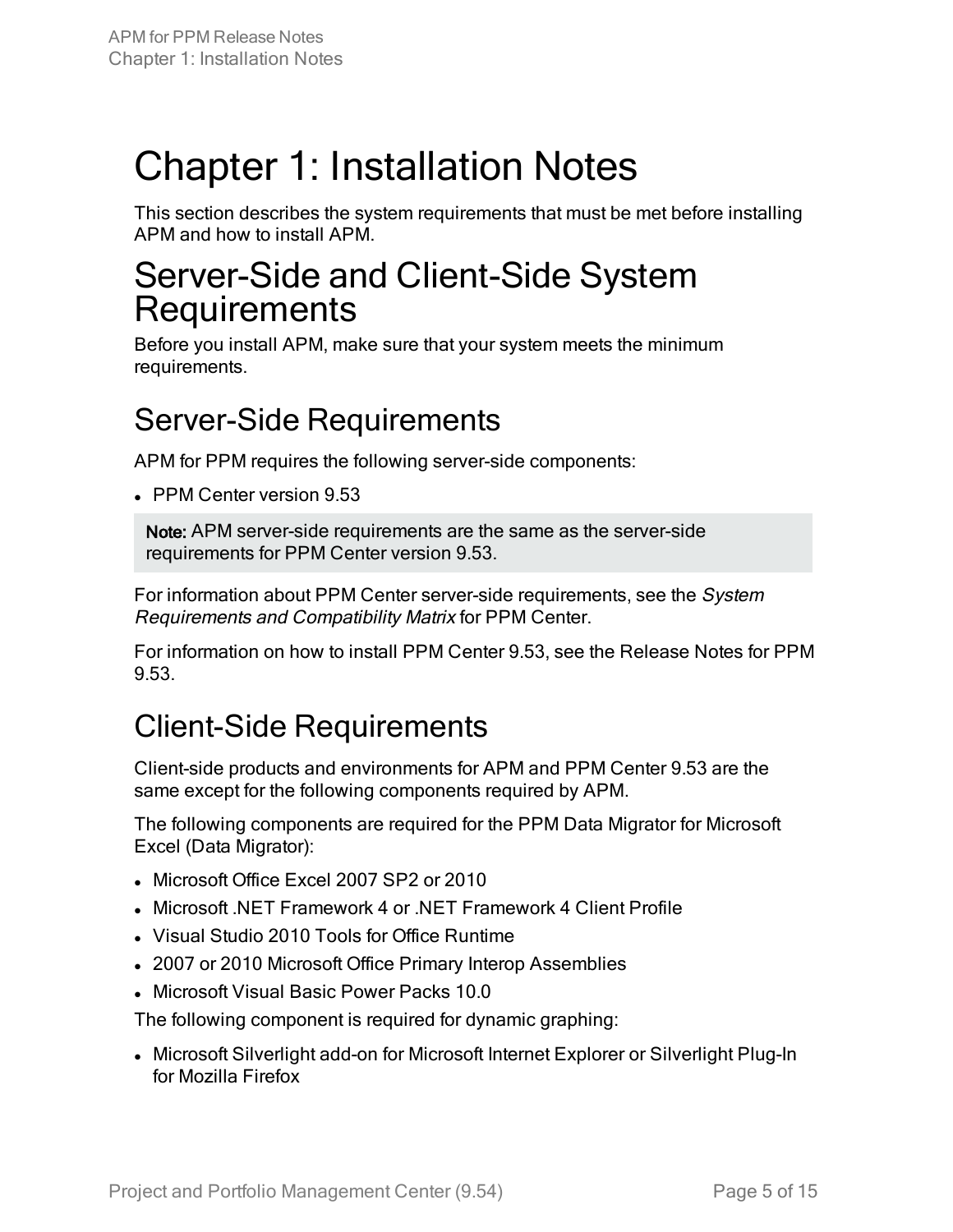# Chapter 1: Installation Notes

This section describes the system requirements that must be met before installing APM and how to install APM.

## Server-Side and Client-Side System Requirements

Before you install APM, make sure that your system meets the minimum requirements.

### Server-Side Requirements

APM for PPM requires the following server-side components:

- PPM Center version 9.53

> **Note:** APM server-side requirements are the same as the server-side requirements for PPM Center version 9.53.

For information about PPM Center server-side requirements, see the *System Requirements and Compatibility Matrix* for PPM Center.

For information on how to install PPM Center 9.53, see the Release Notes for PPM 9.53.

### Client-Side Requirements

Client-side products and environments for APM and PPM Center 9.53 are the same except for the following components required by APM.

The following components are required for the PPM Data Migrator for Microsoft Excel (Data Migrator):

- Microsoft Office Excel 2007 SP2 or 2010
- Microsoft .NET Framework 4 or .NET Framework 4 Client Profile
- Visual Studio 2010 Tools for Office Runtime
- 2007 or 2010 Microsoft Office Primary Interop Assemblies
- Microsoft Visual Basic Power Packs 10.0

The following component is required for dynamic graphing:

- Microsoft Silverlight add-on for Microsoft Internet Explorer or Silverlight Plug-In for Mozilla Firefox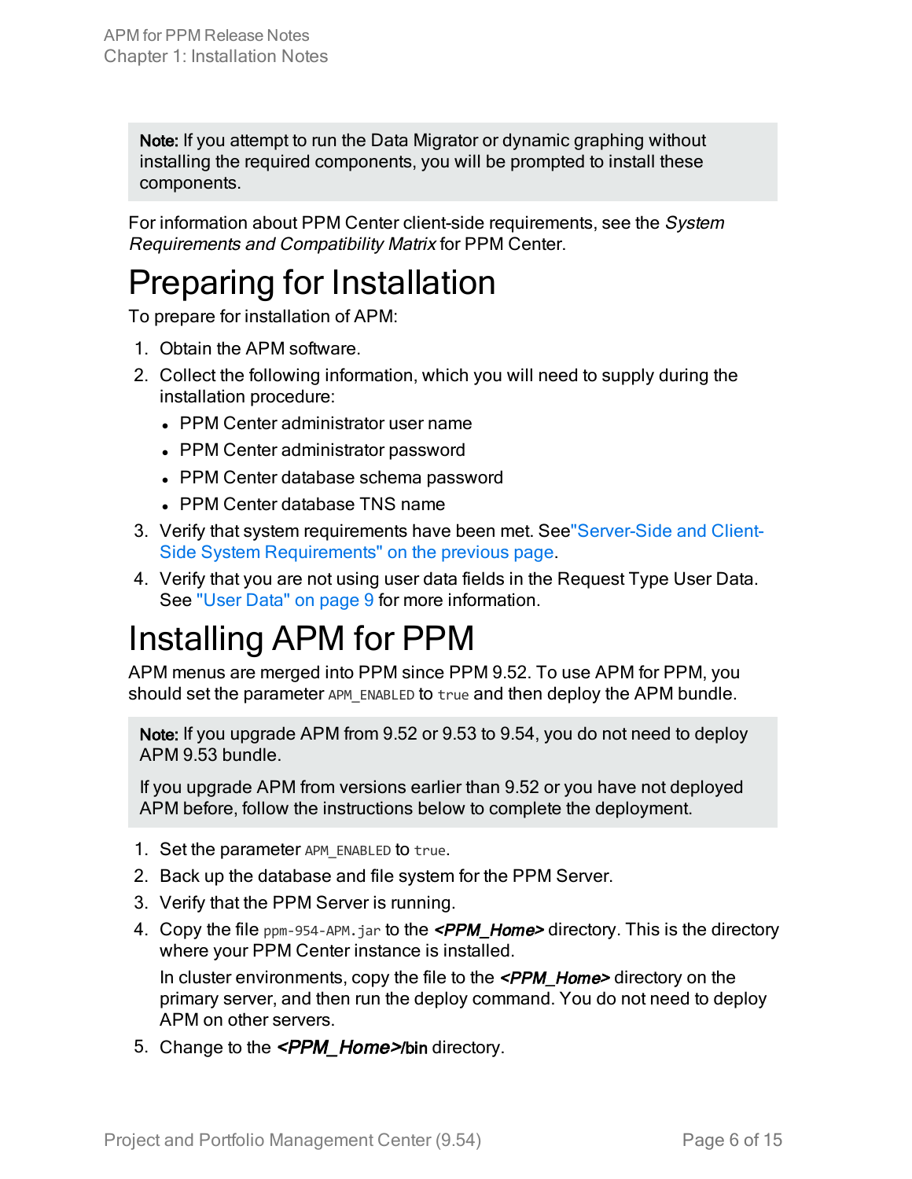> **Note:** If you attempt to run the Data Migrator or dynamic graphing without installing the required components, you will be prompted to install these components.

For information about PPM Center client-side requirements, see the *System Requirements and Compatibility Matrix* for PPM Center.

# Preparing for Installation

To prepare for installation of APM:

1. Obtain the APM software.
2. Collect the following information, which you will need to supply during the installation procedure:
   - PPM Center administrator user name
   - PPM Center administrator password
   - PPM Center database schema password
   - PPM Center database TNS name
3. Verify that system requirements have been met. See "Server-Side and Client-Side System Requirements" on the previous page.
4. Verify that you are not using user data fields in the Request Type User Data. See "User Data" on page 9 for more information.

# Installing APM for PPM

APM menus are merged into PPM since PPM 9.52. To use APM for PPM, you should set the parameter `APM_ENABLED` to `true` and then deploy the APM bundle.

> **Note:** If you upgrade APM from 9.52 or 9.53 to 9.54, you do not need to deploy APM 9.53 bundle.
>
> If you upgrade APM from versions earlier than 9.52 or you have not deployed APM before, follow the instructions below to complete the deployment.

1. Set the parameter `APM_ENABLED` to `true`.
2. Back up the database and file system for the PPM Server.
3. Verify that the PPM Server is running.
4. Copy the file `ppm-954-APM.jar` to the ***<PPM_Home>*** directory. This is the directory where your PPM Center instance is installed.

   In cluster environments, copy the file to the ***<PPM_Home>*** directory on the primary server, and then run the deploy command. You do not need to deploy APM on other servers.
5. Change to the ***<PPM_Home>*/bin** directory.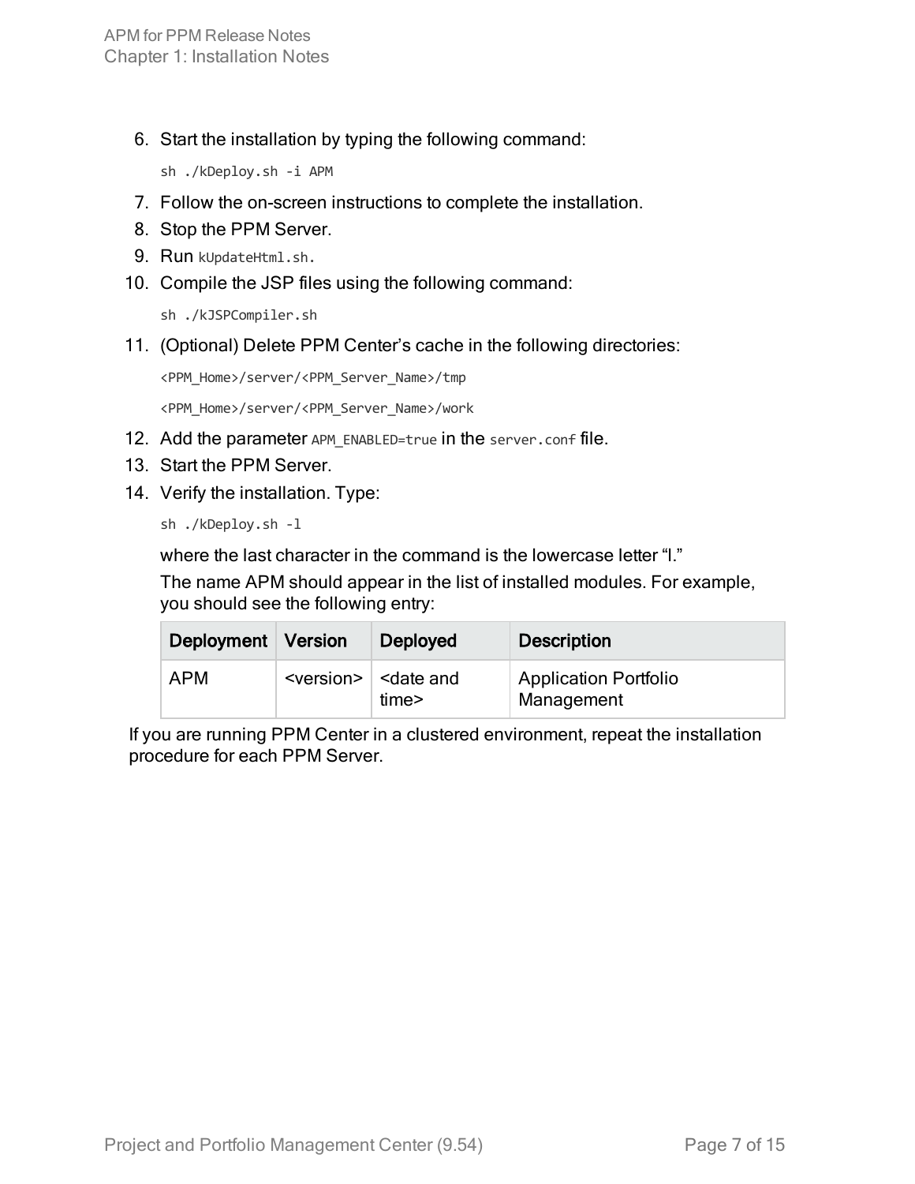6. Start the installation by typing the following command:

   ```
   sh ./kDeploy.sh -i APM
   ```

7. Follow the on-screen instructions to complete the installation.
8. Stop the PPM Server.
9. Run `kUpdateHtml.sh`.
10. Compile the JSP files using the following command:

    ```
    sh ./kJSPCompiler.sh
    ```

11. (Optional) Delete PPM Center's cache in the following directories:

    ```
    <PPM_Home>/server/<PPM_Server_Name>/tmp
    ```

    ```
    <PPM_Home>/server/<PPM_Server_Name>/work
    ```

12. Add the parameter `APM_ENABLED=true` in the `server.conf` file.
13. Start the PPM Server.
14. Verify the installation. Type:

    ```
    sh ./kDeploy.sh -l
    ```

    where the last character in the command is the lowercase letter "l."

    The name APM should appear in the list of installed modules. For example, you should see the following entry:

    | Deployment | Version | Deployed | Description |
    |---|---|---|---|
    | APM | <version> | <date and time> | Application Portfolio Management |

If you are running PPM Center in a clustered environment, repeat the installation procedure for each PPM Server.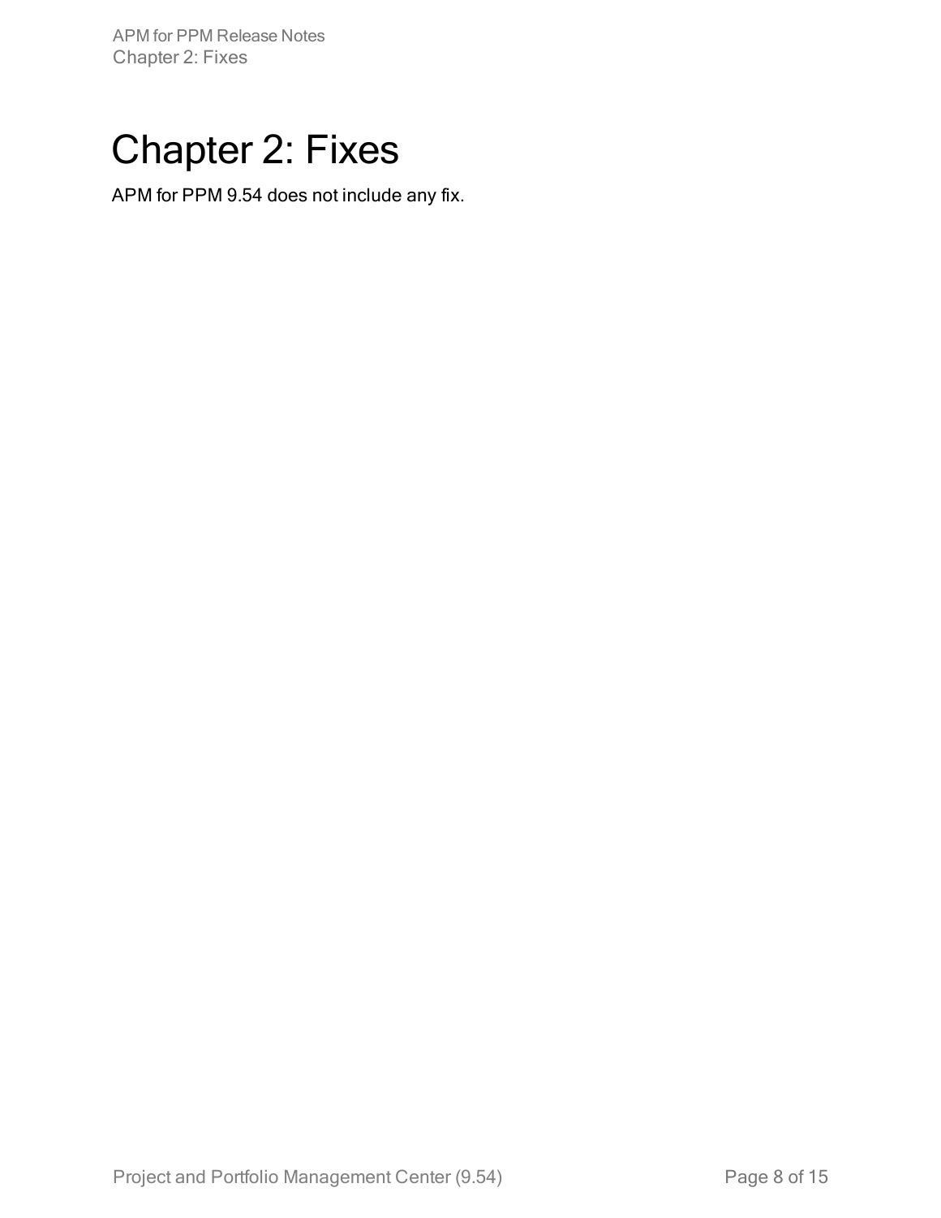# Chapter 2: Fixes

APM for PPM 9.54 does not include any fix.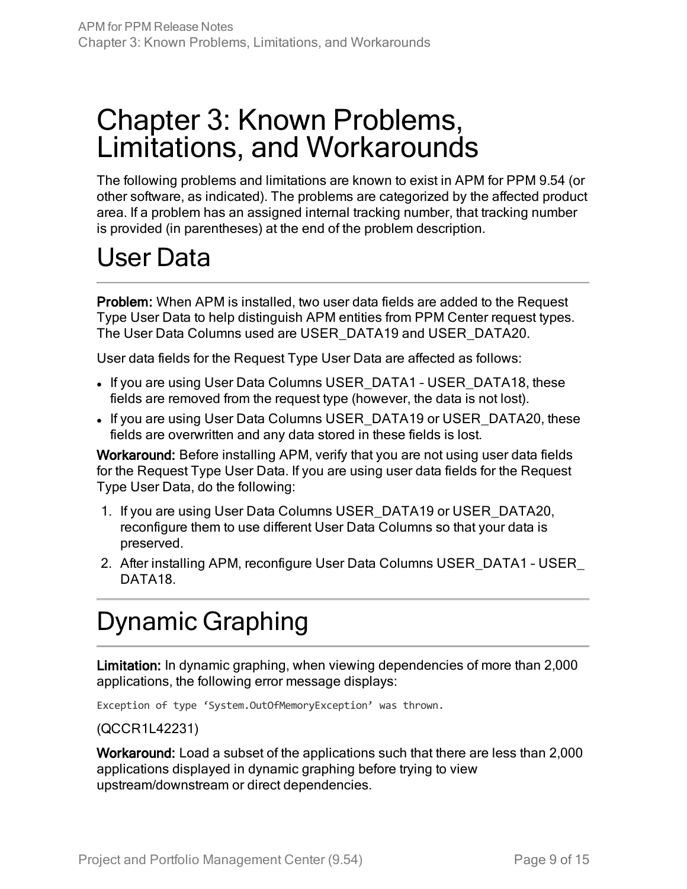# Chapter 3: Known Problems, Limitations, and Workarounds

The following problems and limitations are known to exist in APM for PPM 9.54 (or other software, as indicated). The problems are categorized by the affected product area. If a problem has an assigned internal tracking number, that tracking number is provided (in parentheses) at the end of the problem description.

## User Data

**Problem:** When APM is installed, two user data fields are added to the Request Type User Data to help distinguish APM entities from PPM Center request types. The User Data Columns used are USER_DATA19 and USER_DATA20.

User data fields for the Request Type User Data are affected as follows:

- If you are using User Data Columns USER_DATA1 – USER_DATA18, these fields are removed from the request type (however, the data is not lost).
- If you are using User Data Columns USER_DATA19 or USER_DATA20, these fields are overwritten and any data stored in these fields is lost.

**Workaround:** Before installing APM, verify that you are not using user data fields for the Request Type User Data. If you are using user data fields for the Request Type User Data, do the following:

1. If you are using User Data Columns USER_DATA19 or USER_DATA20, reconfigure them to use different User Data Columns so that your data is preserved.
2. After installing APM, reconfigure User Data Columns USER_DATA1 – USER_DATA18.

## Dynamic Graphing

**Limitation:** In dynamic graphing, when viewing dependencies of more than 2,000 applications, the following error message displays:

```
Exception of type 'System.OutOfMemoryException' was thrown.
```

(QCCR1L42231)

**Workaround:** Load a subset of the applications such that there are less than 2,000 applications displayed in dynamic graphing before trying to view upstream/downstream or direct dependencies.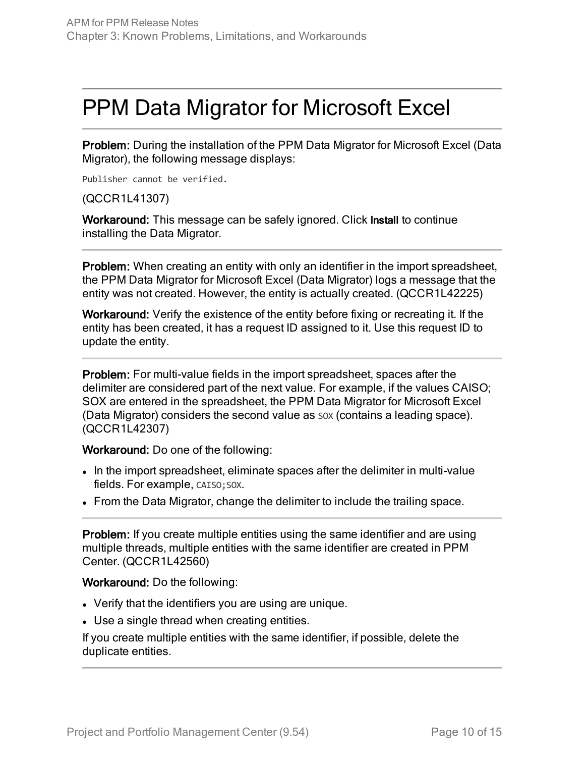# PPM Data Migrator for Microsoft Excel

**Problem:** During the installation of the PPM Data Migrator for Microsoft Excel (Data Migrator), the following message displays:

```
Publisher cannot be verified.
```

(QCCR1L41307)

**Workaround:** This message can be safely ignored. Click **Install** to continue installing the Data Migrator.

---

**Problem:** When creating an entity with only an identifier in the import spreadsheet, the PPM Data Migrator for Microsoft Excel (Data Migrator) logs a message that the entity was not created. However, the entity is actually created. (QCCR1L42225)

**Workaround:** Verify the existence of the entity before fixing or recreating it. If the entity has been created, it has a request ID assigned to it. Use this request ID to update the entity.

---

**Problem:** For multi-value fields in the import spreadsheet, spaces after the delimiter are considered part of the next value. For example, if the values CAISO; SOX are entered in the spreadsheet, the PPM Data Migrator for Microsoft Excel (Data Migrator) considers the second value as `SOX` (contains a leading space). (QCCR1L42307)

**Workaround:** Do one of the following:

- In the import spreadsheet, eliminate spaces after the delimiter in multi-value fields. For example, `CAISO;SOX`.
- From the Data Migrator, change the delimiter to include the trailing space.

---

**Problem:** If you create multiple entities using the same identifier and are using multiple threads, multiple entities with the same identifier are created in PPM Center. (QCCR1L42560)

**Workaround:** Do the following:

- Verify that the identifiers you are using are unique.
- Use a single thread when creating entities.

If you create multiple entities with the same identifier, if possible, delete the duplicate entities.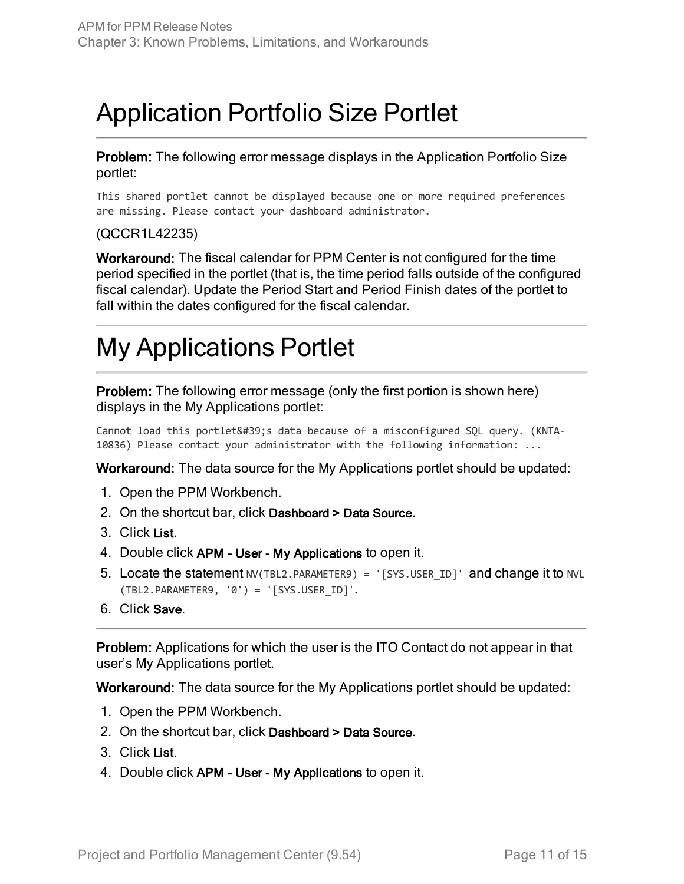# Application Portfolio Size Portlet

**Problem:** The following error message displays in the Application Portfolio Size portlet:

```
This shared portlet cannot be displayed because one or more required preferences
are missing. Please contact your dashboard administrator.
```

(QCCR1L42235)

**Workaround:** The fiscal calendar for PPM Center is not configured for the time period specified in the portlet (that is, the time period falls outside of the configured fiscal calendar). Update the Period Start and Period Finish dates of the portlet to fall within the dates configured for the fiscal calendar.

# My Applications Portlet

**Problem:** The following error message (only the first portion is shown here) displays in the My Applications portlet:

```
Cannot load this portlet&#39;s data because of a misconfigured SQL query. (KNTA-
10836) Please contact your administrator with the following information: ...
```

**Workaround:** The data source for the My Applications portlet should be updated:

1. Open the PPM Workbench.
2. On the shortcut bar, click **Dashboard > Data Source**.
3. Click **List**.
4. Double click **APM - User - My Applications** to open it.
5. Locate the statement `NV(TBL2.PARAMETER9) = '[SYS.USER_ID]'` and change it to `NVL(TBL2.PARAMETER9, '0') = '[SYS.USER_ID]'`.
6. Click **Save**.

**Problem:** Applications for which the user is the ITO Contact do not appear in that user's My Applications portlet.

**Workaround:** The data source for the My Applications portlet should be updated:

1. Open the PPM Workbench.
2. On the shortcut bar, click **Dashboard > Data Source**.
3. Click **List**.
4. Double click **APM - User - My Applications** to open it.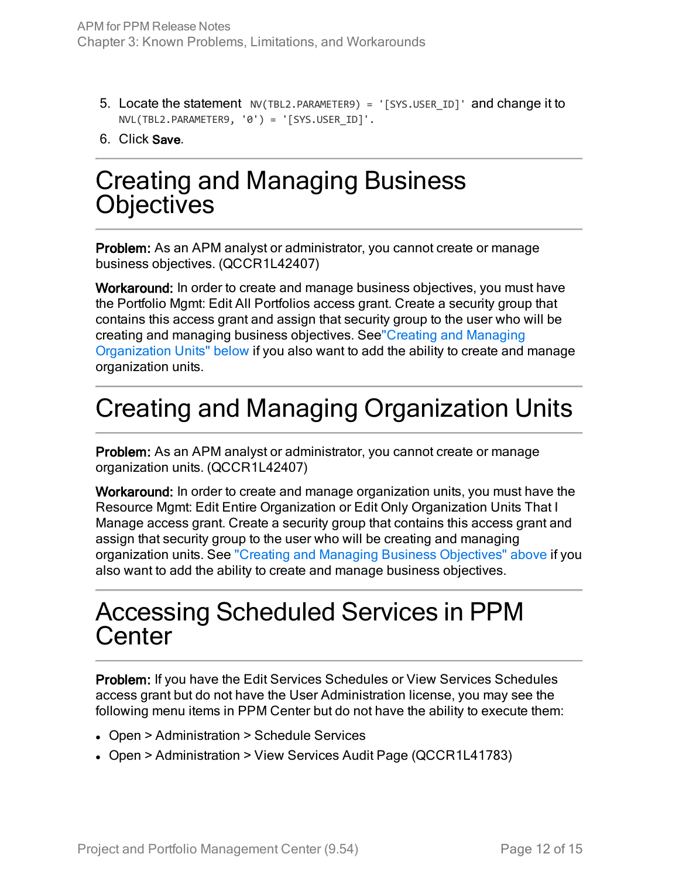5. Locate the statement `NV(TBL2.PARAMETER9) = '[SYS.USER_ID]'` and change it to `NVL(TBL2.PARAMETER9, '0') = '[SYS.USER_ID]'`.
6. Click **Save**.

# Creating and Managing Business Objectives

**Problem:** As an APM analyst or administrator, you cannot create or manage business objectives. (QCCR1L42407)

**Workaround:** In order to create and manage business objectives, you must have the Portfolio Mgmt: Edit All Portfolios access grant. Create a security group that contains this access grant and assign that security group to the user who will be creating and managing business objectives. See"Creating and Managing Organization Units" below if you also want to add the ability to create and manage organization units.

# Creating and Managing Organization Units

**Problem:** As an APM analyst or administrator, you cannot create or manage organization units. (QCCR1L42407)

**Workaround:** In order to create and manage organization units, you must have the Resource Mgmt: Edit Entire Organization or Edit Only Organization Units That I Manage access grant. Create a security group that contains this access grant and assign that security group to the user who will be creating and managing organization units. See "Creating and Managing Business Objectives" above if you also want to add the ability to create and manage business objectives.

# Accessing Scheduled Services in PPM Center

**Problem:** If you have the Edit Services Schedules or View Services Schedules access grant but do not have the User Administration license, you may see the following menu items in PPM Center but do not have the ability to execute them:

- Open > Administration > Schedule Services
- Open > Administration > View Services Audit Page (QCCR1L41783)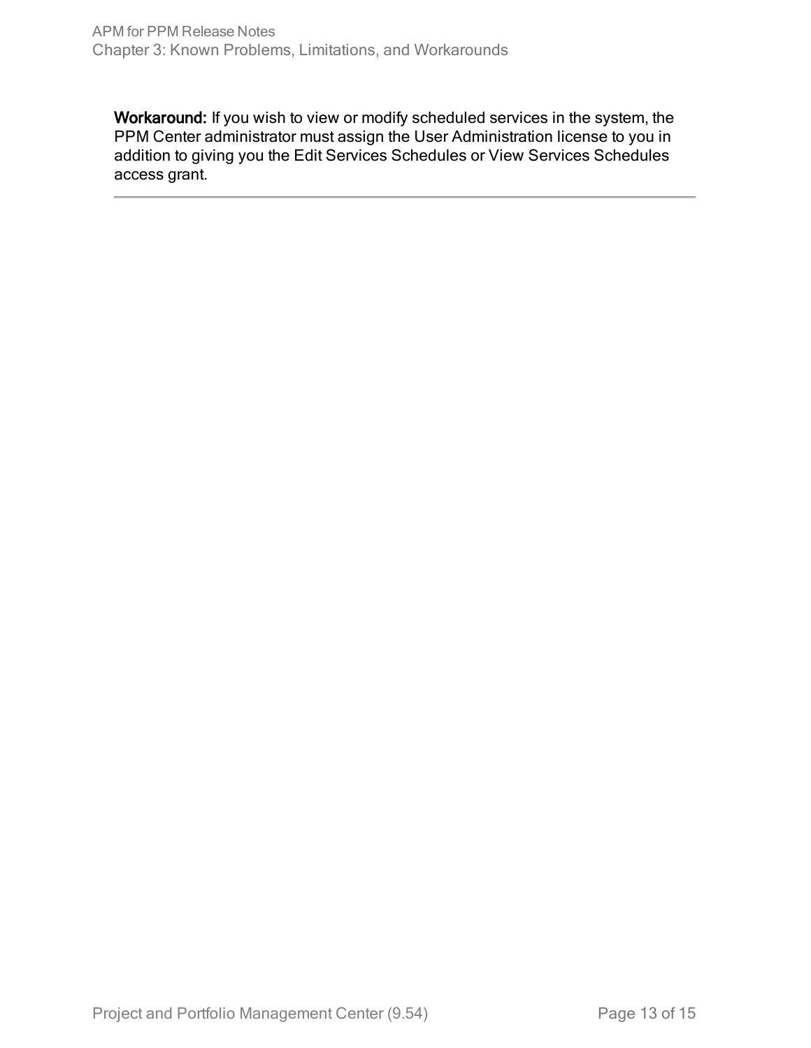**Workaround:** If you wish to view or modify scheduled services in the system, the PPM Center administrator must assign the User Administration license to you in addition to giving you the Edit Services Schedules or View Services Schedules access grant.

---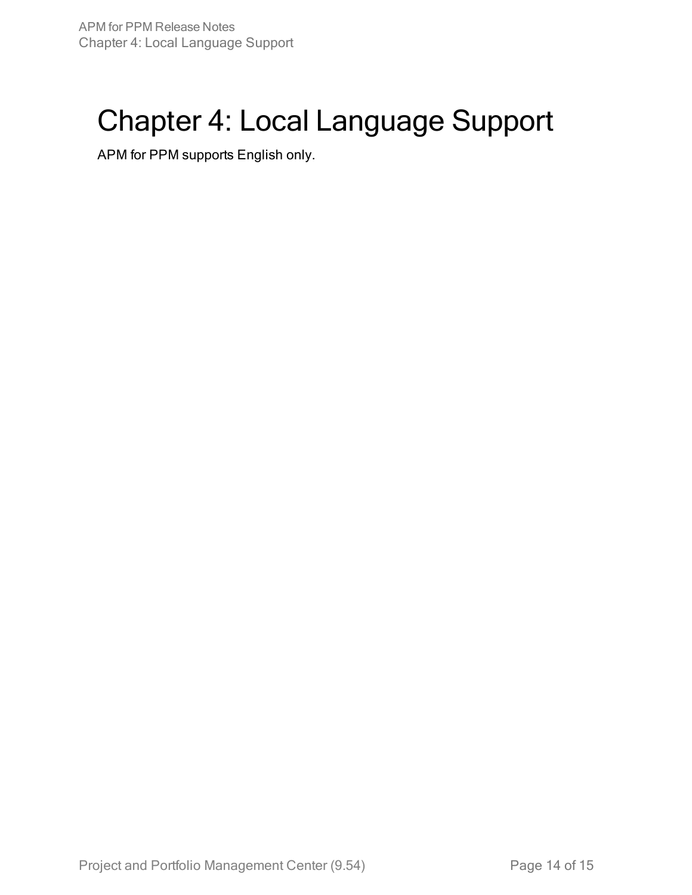# Chapter 4: Local Language Support

APM for PPM supports English only.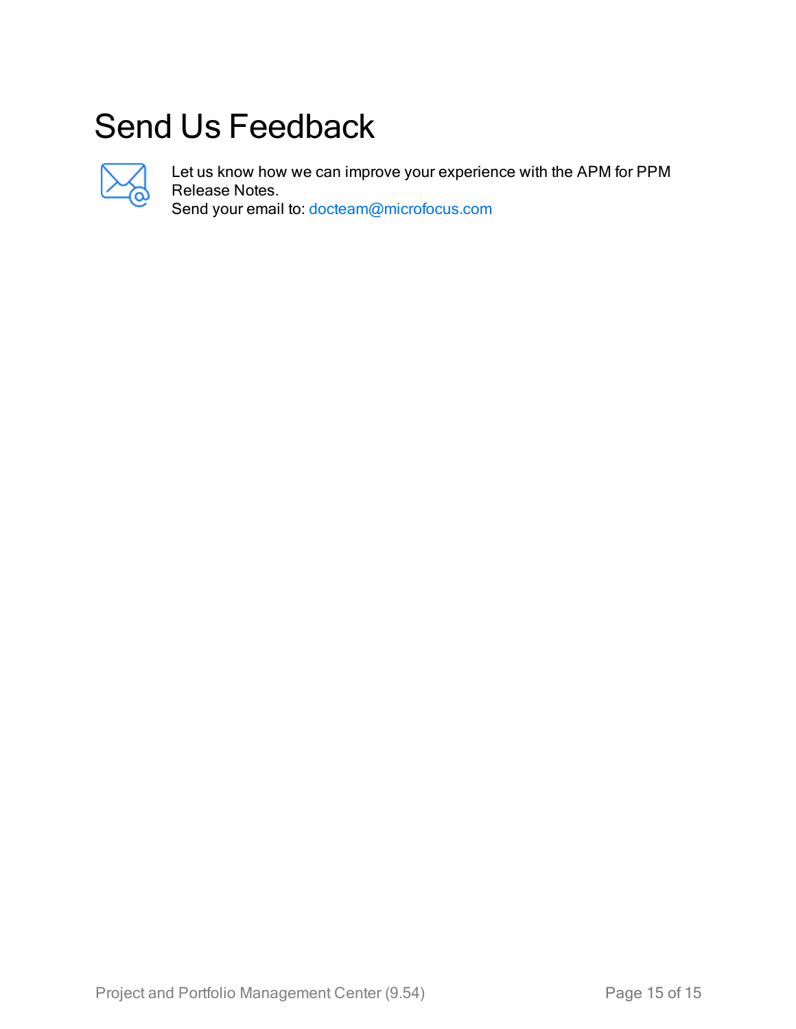# Send Us Feedback

Let us know how we can improve your experience with the APM for PPM Release Notes.
Send your email to: docteam@microfocus.com